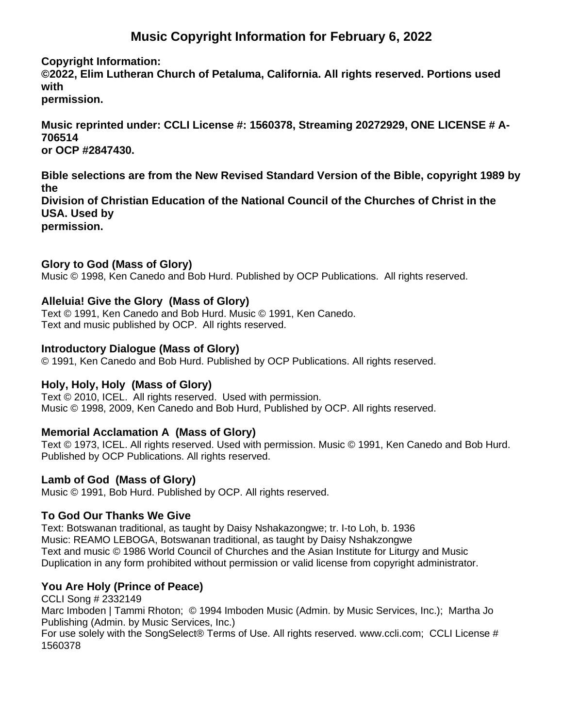# Music Copyright Information for February 6, 2022

**Copyright Information:**
**©2022, Elim Lutheran Church of Petaluma, California. All rights reserved. Portions used with permission.**

**Music reprinted under: CCLI License #: 1560378, Streaming 20272929, ONE LICENSE # A-706514 or OCP #2847430.**

**Bible selections are from the New Revised Standard Version of the Bible, copyright 1989 by the Division of Christian Education of the National Council of the Churches of Christ in the USA. Used by permission.**

### Glory to God (Mass of Glory)

Music © 1998, Ken Canedo and Bob Hurd. Published by OCP Publications. All rights reserved.

### Alleluia! Give the Glory (Mass of Glory)

Text © 1991, Ken Canedo and Bob Hurd. Music © 1991, Ken Canedo.
Text and music published by OCP. All rights reserved.

### Introductory Dialogue (Mass of Glory)

© 1991, Ken Canedo and Bob Hurd. Published by OCP Publications. All rights reserved.

### Holy, Holy, Holy (Mass of Glory)

Text © 2010, ICEL. All rights reserved. Used with permission.
Music © 1998, 2009, Ken Canedo and Bob Hurd, Published by OCP. All rights reserved.

### Memorial Acclamation A (Mass of Glory)

Text © 1973, ICEL. All rights reserved. Used with permission. Music © 1991, Ken Canedo and Bob Hurd. Published by OCP Publications. All rights reserved.

### Lamb of God (Mass of Glory)

Music © 1991, Bob Hurd. Published by OCP. All rights reserved.

### To God Our Thanks We Give

Text: Botswanan traditional, as taught by Daisy Nshakazongwe; tr. I-to Loh, b. 1936
Music: REAMO LEBOGA, Botswanan traditional, as taught by Daisy Nshakzongwe
Text and music © 1986 World Council of Churches and the Asian Institute for Liturgy and Music
Duplication in any form prohibited without permission or valid license from copyright administrator.

### You Are Holy (Prince of Peace)

CCLI Song # 2332149
Marc Imboden | Tammi Rhoton; © 1994 Imboden Music (Admin. by Music Services, Inc.); Martha Jo Publishing (Admin. by Music Services, Inc.)
For use solely with the SongSelect® Terms of Use. All rights reserved. www.ccli.com; CCLI License # 1560378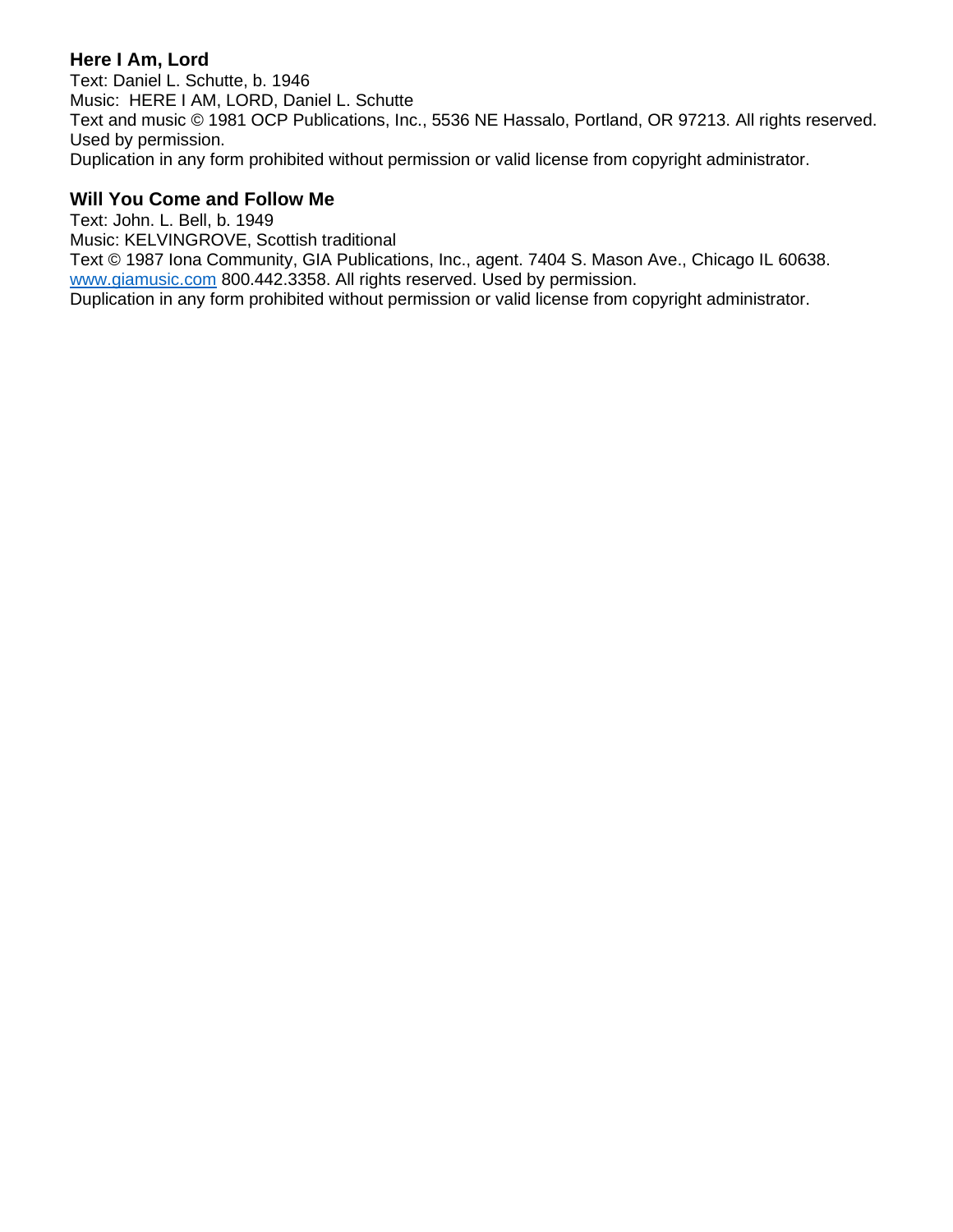**Here I Am, Lord**
Text: Daniel L. Schutte, b. 1946
Music: HERE I AM, LORD, Daniel L. Schutte
Text and music © 1981 OCP Publications, Inc., 5536 NE Hassalo, Portland, OR 97213. All rights reserved. Used by permission.
Duplication in any form prohibited without permission or valid license from copyright administrator.

**Will You Come and Follow Me**
Text: John. L. Bell, b. 1949
Music: KELVINGROVE, Scottish traditional
Text © 1987 Iona Community, GIA Publications, Inc., agent. 7404 S. Mason Ave., Chicago IL 60638. www.giamusic.com 800.442.3358. All rights reserved. Used by permission.
Duplication in any form prohibited without permission or valid license from copyright administrator.